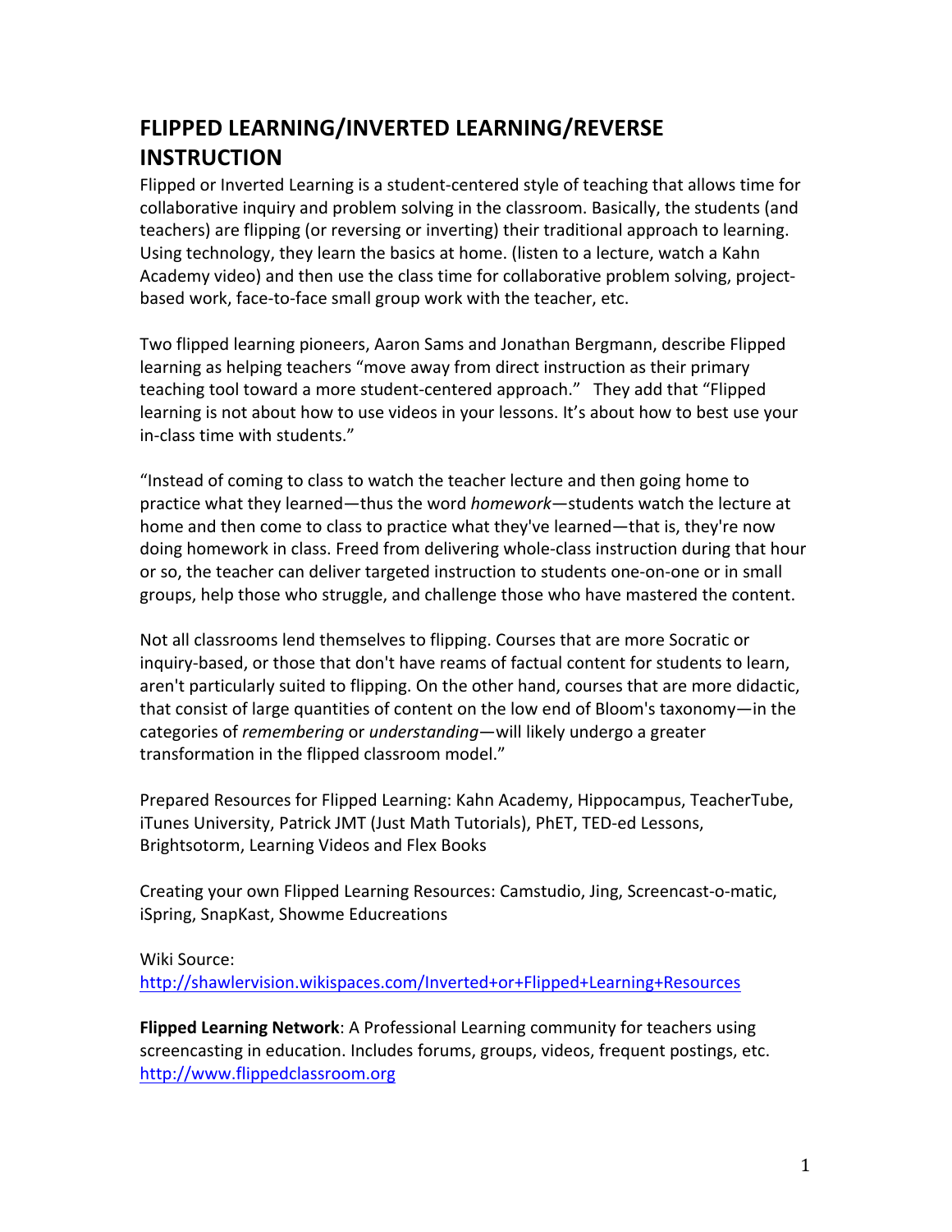# FLIPPED LEARNING/INVERTED LEARNING/REVERSE INSTRUCTION

Flipped or Inverted Learning is a student-centered style of teaching that allows time for collaborative inquiry and problem solving in the classroom. Basically, the students (and teachers) are flipping (or reversing or inverting) their traditional approach to learning. Using technology, they learn the basics at home. (listen to a lecture, watch a Kahn Academy video) and then use the class time for collaborative problem solving, project-based work, face-to-face small group work with the teacher, etc.

Two flipped learning pioneers, Aaron Sams and Jonathan Bergmann, describe Flipped learning as helping teachers "move away from direct instruction as their primary teaching tool toward a more student-centered approach." They add that "Flipped learning is not about how to use videos in your lessons. It's about how to best use your in-class time with students."

"Instead of coming to class to watch the teacher lecture and then going home to practice what they learned—thus the word *homework*—students watch the lecture at home and then come to class to practice what they've learned—that is, they're now doing homework in class. Freed from delivering whole-class instruction during that hour or so, the teacher can deliver targeted instruction to students one-on-one or in small groups, help those who struggle, and challenge those who have mastered the content.

Not all classrooms lend themselves to flipping. Courses that are more Socratic or inquiry-based, or those that don't have reams of factual content for students to learn, aren't particularly suited to flipping. On the other hand, courses that are more didactic, that consist of large quantities of content on the low end of Bloom's taxonomy—in the categories of *remembering* or *understanding*—will likely undergo a greater transformation in the flipped classroom model."

Prepared Resources for Flipped Learning: Kahn Academy, Hippocampus, TeacherTube, iTunes University, Patrick JMT (Just Math Tutorials), PhET, TED-ed Lessons, Brightsotorm, Learning Videos and Flex Books

Creating your own Flipped Learning Resources: Camstudio, Jing, Screencast-o-matic, iSpring, SnapKast, Showme Educreations

Wiki Source:
http://shawlervision.wikispaces.com/Inverted+or+Flipped+Learning+Resources

**Flipped Learning Network**: A Professional Learning community for teachers using screencasting in education. Includes forums, groups, videos, frequent postings, etc.
http://www.flippedclassroom.org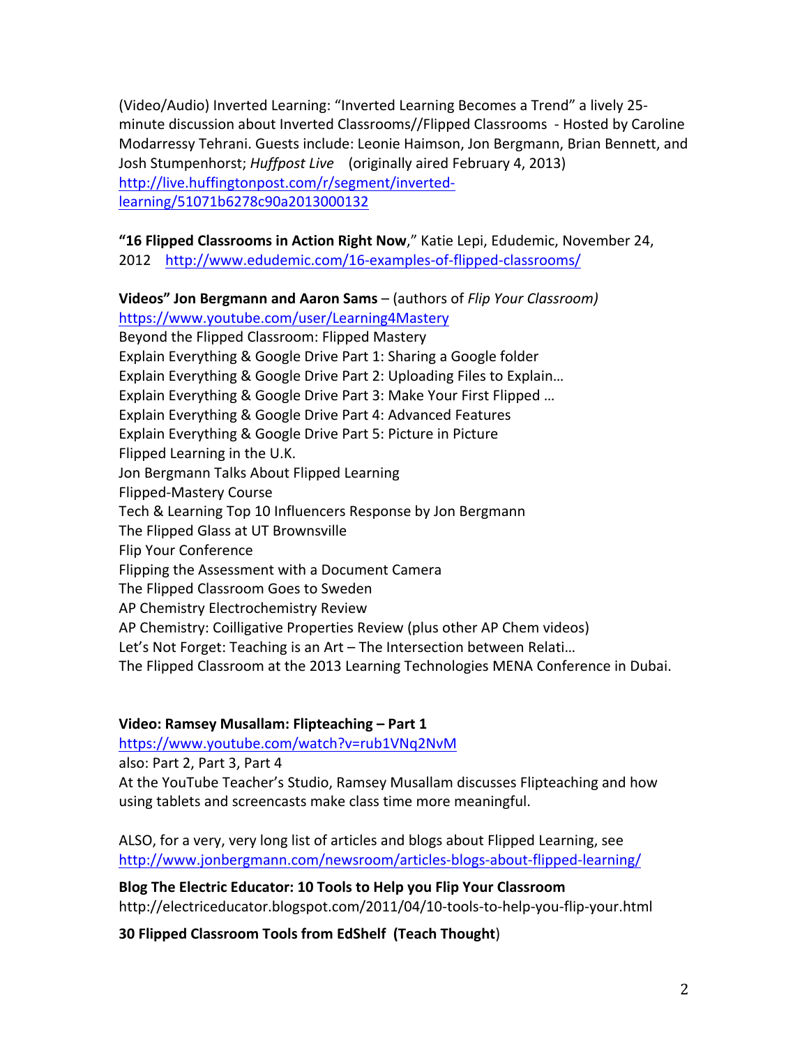(Video/Audio) Inverted Learning: "Inverted Learning Becomes a Trend" a lively 25-minute discussion about Inverted Classrooms//Flipped Classrooms - Hosted by Caroline Modarressy Tehrani. Guests include: Leonie Haimson, Jon Bergmann, Brian Bennett, and Josh Stumpenhorst; *Huffpost Live* (originally aired February 4, 2013) http://live.huffingtonpost.com/r/segment/inverted-learning/51071b6278c90a2013000132

**"16 Flipped Classrooms in Action Right Now**," Katie Lepi, Edudemic, November 24, 2012 http://www.edudemic.com/16-examples-of-flipped-classrooms/

**Videos" Jon Bergmann and Aaron Sams** – (authors of *Flip Your Classroom)*
https://www.youtube.com/user/Learning4Mastery
Beyond the Flipped Classroom: Flipped Mastery
Explain Everything & Google Drive Part 1: Sharing a Google folder
Explain Everything & Google Drive Part 2: Uploading Files to Explain…
Explain Everything & Google Drive Part 3: Make Your First Flipped …
Explain Everything & Google Drive Part 4: Advanced Features
Explain Everything & Google Drive Part 5: Picture in Picture
Flipped Learning in the U.K.
Jon Bergmann Talks About Flipped Learning
Flipped-Mastery Course
Tech & Learning Top 10 Influencers Response by Jon Bergmann
The Flipped Glass at UT Brownsville
Flip Your Conference
Flipping the Assessment with a Document Camera
The Flipped Classroom Goes to Sweden
AP Chemistry Electrochemistry Review
AP Chemistry: Coilligative Properties Review (plus other AP Chem videos)
Let's Not Forget: Teaching is an Art – The Intersection between Relati…
The Flipped Classroom at the 2013 Learning Technologies MENA Conference in Dubai.

**Video: Ramsey Musallam: Flipteaching – Part 1**
https://www.youtube.com/watch?v=rub1VNq2NvM
also: Part 2, Part 3, Part 4
At the YouTube Teacher's Studio, Ramsey Musallam discusses Flipteaching and how using tablets and screencasts make class time more meaningful.

ALSO, for a very, very long list of articles and blogs about Flipped Learning, see http://www.jonbergmann.com/newsroom/articles-blogs-about-flipped-learning/

**Blog The Electric Educator: 10 Tools to Help you Flip Your Classroom**
http://electriceducator.blogspot.com/2011/04/10-tools-to-help-you-flip-your.html

**30 Flipped Classroom Tools from EdShelf (Teach Thought**)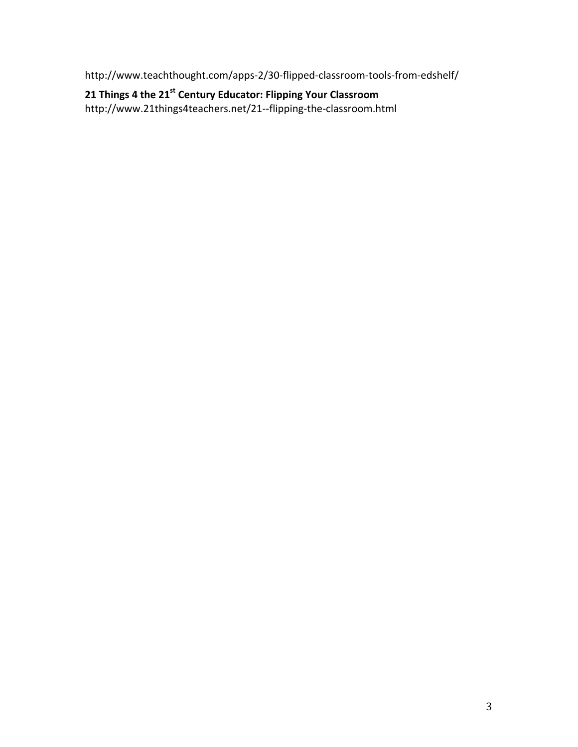http://www.teachthought.com/apps-2/30-flipped-classroom-tools-from-edshelf/

**21 Things 4 the 21st Century Educator: Flipping Your Classroom**
http://www.21things4teachers.net/21--flipping-the-classroom.html